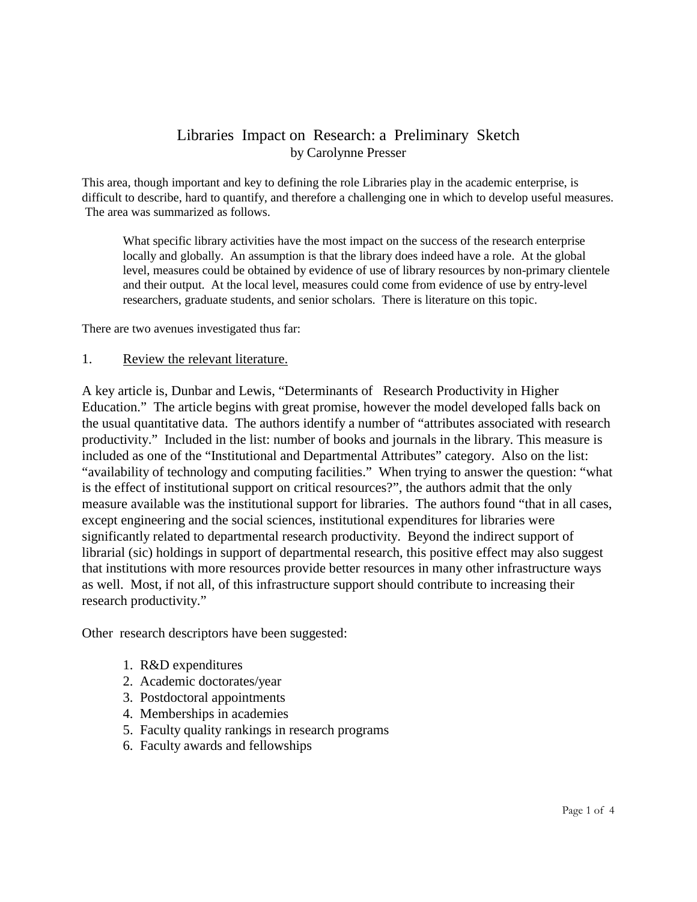# Libraries Impact on Research: a Preliminary Sketch

by Carolynne Presser

This area, though important and key to defining the role Libraries play in the academic enterprise, is difficult to describe, hard to quantify, and therefore a challenging one in which to develop useful measures. The area was summarized as follows.

> What specific library activities have the most impact on the success of the research enterprise locally and globally. An assumption is that the library does indeed have a role. At the global level, measures could be obtained by evidence of use of library resources by non-primary clientele and their output. At the local level, measures could come from evidence of use by entry-level researchers, graduate students, and senior scholars. There is literature on this topic.

There are two avenues investigated thus far:

1. Review the relevant literature.

A key article is, Dunbar and Lewis, "Determinants of Research Productivity in Higher Education." The article begins with great promise, however the model developed falls back on the usual quantitative data. The authors identify a number of "attributes associated with research productivity." Included in the list: number of books and journals in the library. This measure is included as one of the "Institutional and Departmental Attributes" category. Also on the list: "availability of technology and computing facilities." When trying to answer the question: "what is the effect of institutional support on critical resources?", the authors admit that the only measure available was the institutional support for libraries. The authors found "that in all cases, except engineering and the social sciences, institutional expenditures for libraries were significantly related to departmental research productivity. Beyond the indirect support of librarial (sic) holdings in support of departmental research, this positive effect may also suggest that institutions with more resources provide better resources in many other infrastructure ways as well. Most, if not all, of this infrastructure support should contribute to increasing their research productivity."

Other research descriptors have been suggested:

1. R&D expenditures
2. Academic doctorates/year
3. Postdoctoral appointments
4. Memberships in academies
5. Faculty quality rankings in research programs
6. Faculty awards and fellowships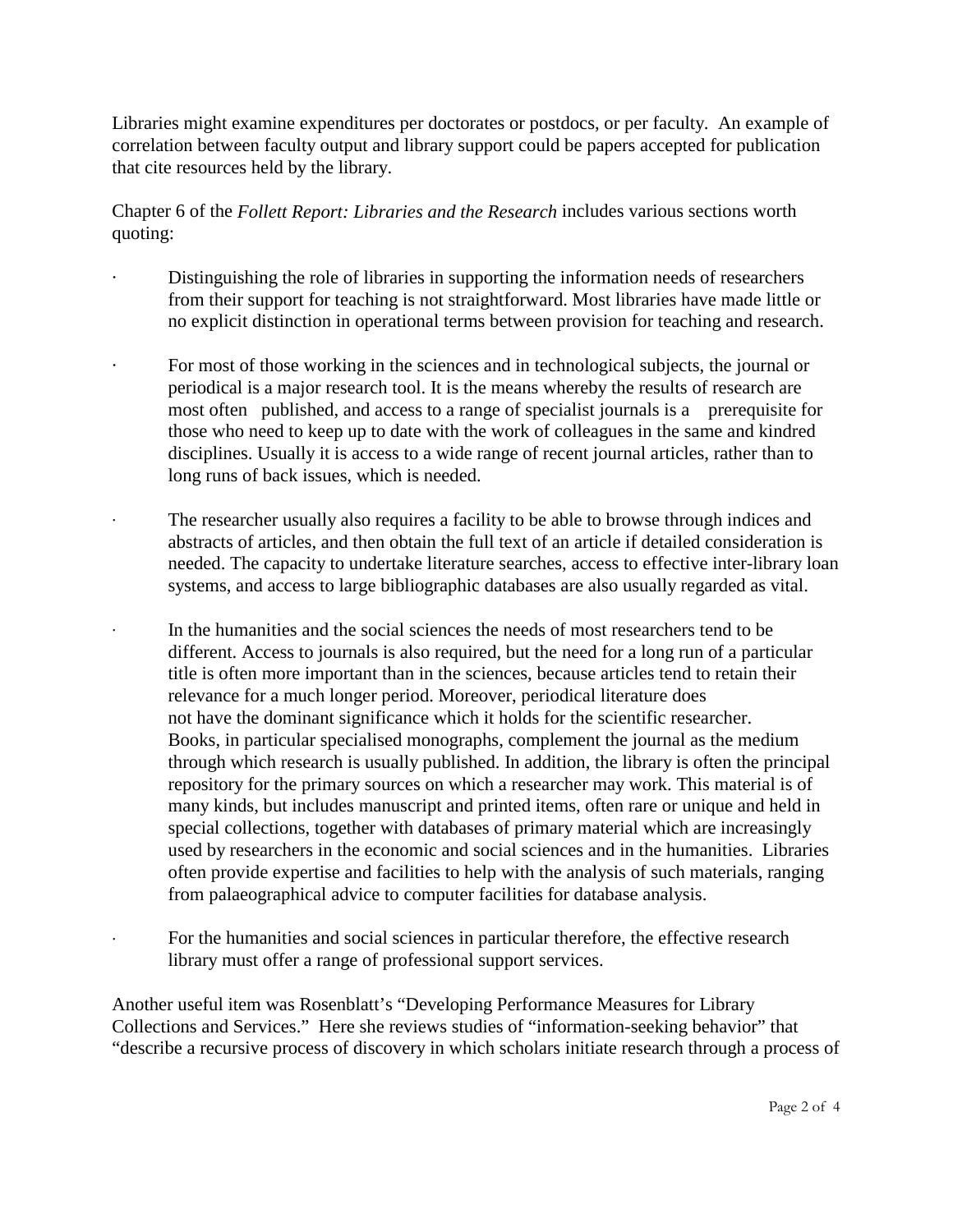Libraries might examine expenditures per doctorates or postdocs, or per faculty. An example of correlation between faculty output and library support could be papers accepted for publication that cite resources held by the library.

Chapter 6 of the *Follett Report: Libraries and the Research* includes various sections worth quoting:

- Distinguishing the role of libraries in supporting the information needs of researchers from their support for teaching is not straightforward. Most libraries have made little or no explicit distinction in operational terms between provision for teaching and research.

- For most of those working in the sciences and in technological subjects, the journal or periodical is a major research tool. It is the means whereby the results of research are most often published, and access to a range of specialist journals is a prerequisite for those who need to keep up to date with the work of colleagues in the same and kindred disciplines. Usually it is access to a wide range of recent journal articles, rather than to long runs of back issues, which is needed.

- The researcher usually also requires a facility to be able to browse through indices and abstracts of articles, and then obtain the full text of an article if detailed consideration is needed. The capacity to undertake literature searches, access to effective inter-library loan systems, and access to large bibliographic databases are also usually regarded as vital.

- In the humanities and the social sciences the needs of most researchers tend to be different. Access to journals is also required, but the need for a long run of a particular title is often more important than in the sciences, because articles tend to retain their relevance for a much longer period. Moreover, periodical literature does not have the dominant significance which it holds for the scientific researcher. Books, in particular specialised monographs, complement the journal as the medium through which research is usually published. In addition, the library is often the principal repository for the primary sources on which a researcher may work. This material is of many kinds, but includes manuscript and printed items, often rare or unique and held in special collections, together with databases of primary material which are increasingly used by researchers in the economic and social sciences and in the humanities. Libraries often provide expertise and facilities to help with the analysis of such materials, ranging from palaeographical advice to computer facilities for database analysis.

- For the humanities and social sciences in particular therefore, the effective research library must offer a range of professional support services.

Another useful item was Rosenblatt's "Developing Performance Measures for Library Collections and Services." Here she reviews studies of "information-seeking behavior" that "describe a recursive process of discovery in which scholars initiate research through a process of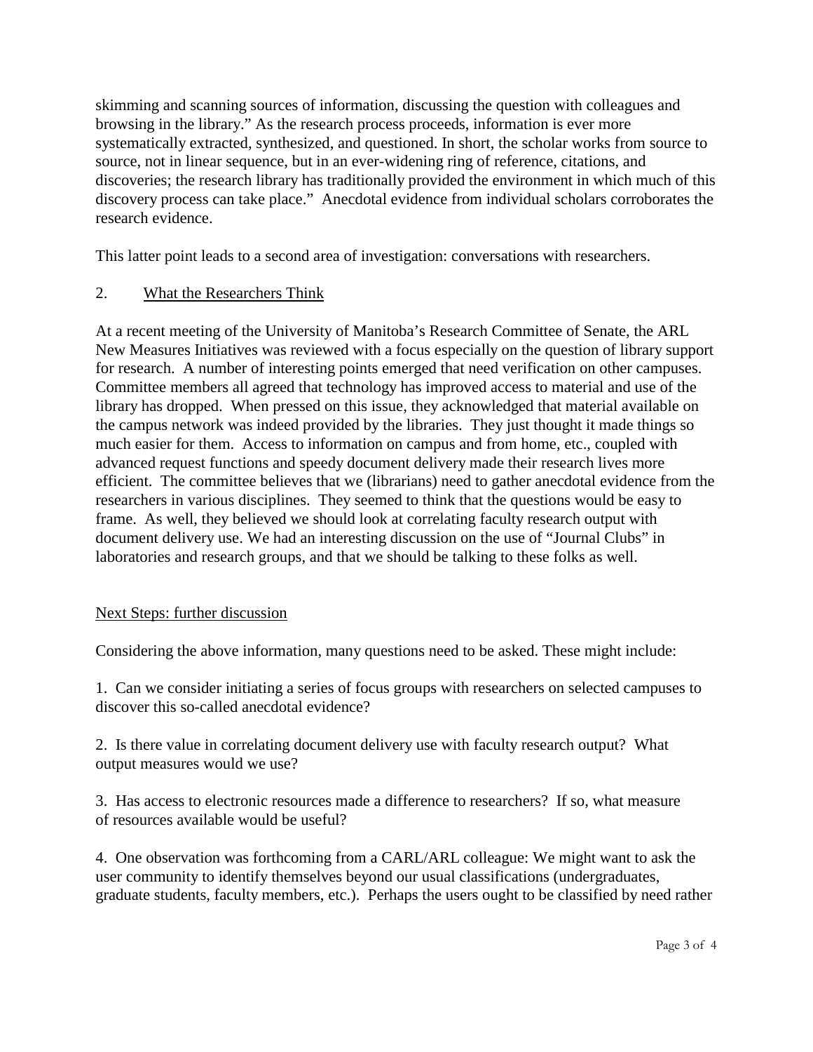skimming and scanning sources of information, discussing the question with colleagues and browsing in the library." As the research process proceeds, information is ever more systematically extracted, synthesized, and questioned. In short, the scholar works from source to source, not in linear sequence, but in an ever-widening ring of reference, citations, and discoveries; the research library has traditionally provided the environment in which much of this discovery process can take place." Anecdotal evidence from individual scholars corroborates the research evidence.

This latter point leads to a second area of investigation: conversations with researchers.

2. What the Researchers Think

At a recent meeting of the University of Manitoba's Research Committee of Senate, the ARL New Measures Initiatives was reviewed with a focus especially on the question of library support for research. A number of interesting points emerged that need verification on other campuses. Committee members all agreed that technology has improved access to material and use of the library has dropped. When pressed on this issue, they acknowledged that material available on the campus network was indeed provided by the libraries. They just thought it made things so much easier for them. Access to information on campus and from home, etc., coupled with advanced request functions and speedy document delivery made their research lives more efficient. The committee believes that we (librarians) need to gather anecdotal evidence from the researchers in various disciplines. They seemed to think that the questions would be easy to frame. As well, they believed we should look at correlating faculty research output with document delivery use. We had an interesting discussion on the use of "Journal Clubs" in laboratories and research groups, and that we should be talking to these folks as well.

Next Steps: further discussion

Considering the above information, many questions need to be asked. These might include:

1. Can we consider initiating a series of focus groups with researchers on selected campuses to discover this so-called anecdotal evidence?

2. Is there value in correlating document delivery use with faculty research output? What output measures would we use?

3. Has access to electronic resources made a difference to researchers? If so, what measure of resources available would be useful?

4. One observation was forthcoming from a CARL/ARL colleague: We might want to ask the user community to identify themselves beyond our usual classifications (undergraduates, graduate students, faculty members, etc.). Perhaps the users ought to be classified by need rather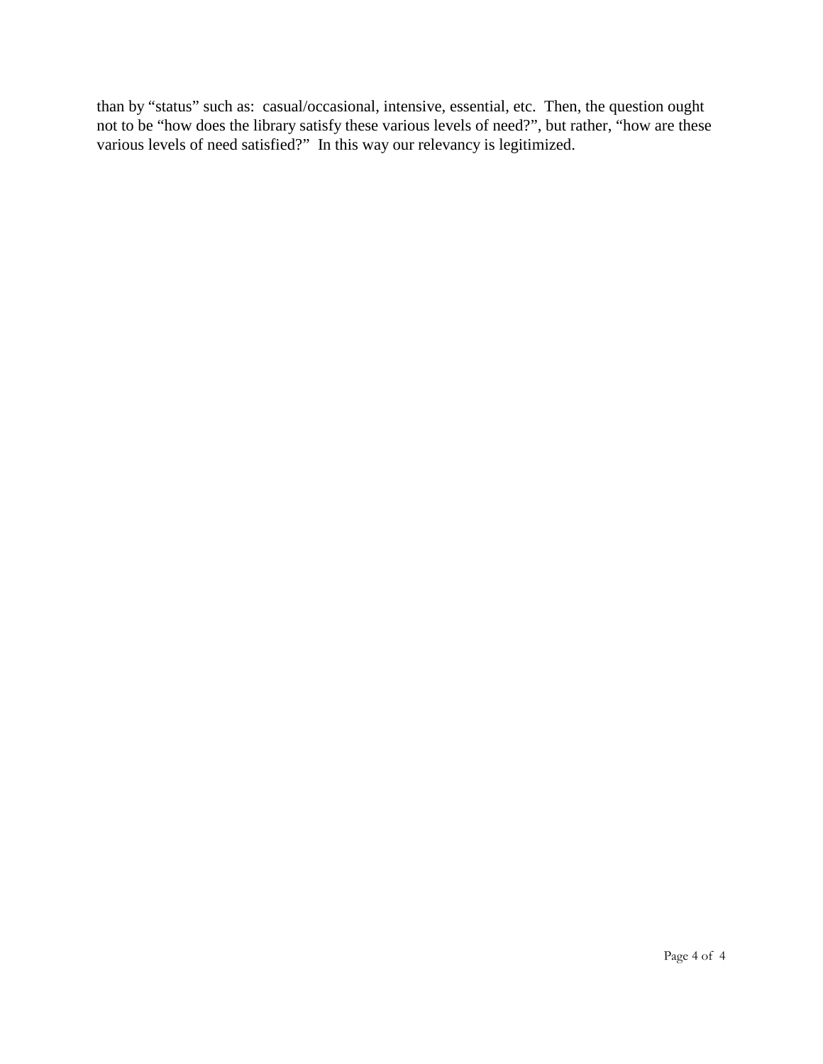than by "status" such as: casual/occasional, intensive, essential, etc. Then, the question ought not to be "how does the library satisfy these various levels of need?", but rather, "how are these various levels of need satisfied?" In this way our relevancy is legitimized.